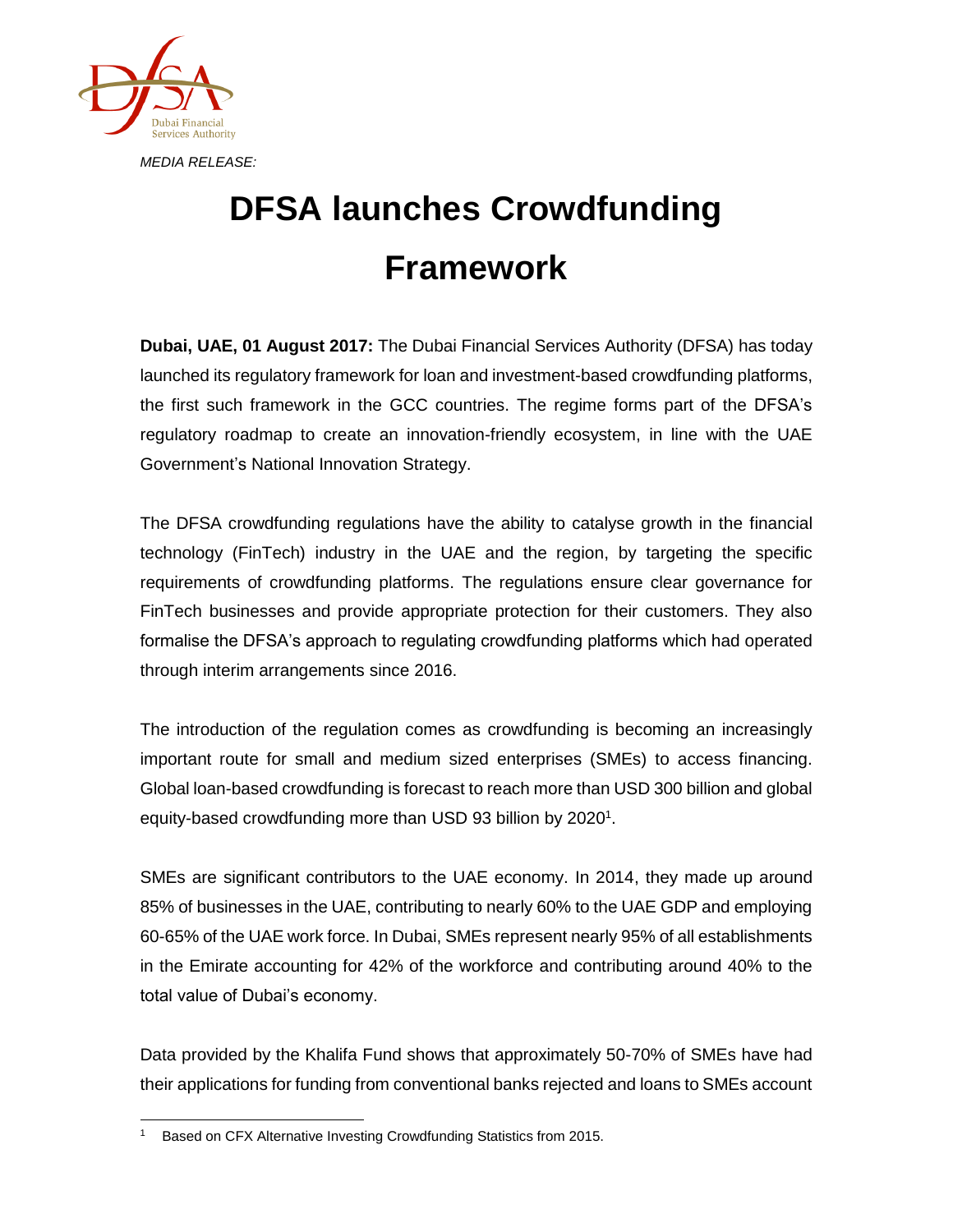*MEDIA RELEASE:*

# DFSA launches Crowdfunding Framework

**Dubai, UAE, 01 August 2017:** The Dubai Financial Services Authority (DFSA) has today launched its regulatory framework for loan and investment-based crowdfunding platforms, the first such framework in the GCC countries. The regime forms part of the DFSA's regulatory roadmap to create an innovation-friendly ecosystem, in line with the UAE Government's National Innovation Strategy.

The DFSA crowdfunding regulations have the ability to catalyse growth in the financial technology (FinTech) industry in the UAE and the region, by targeting the specific requirements of crowdfunding platforms. The regulations ensure clear governance for FinTech businesses and provide appropriate protection for their customers. They also formalise the DFSA's approach to regulating crowdfunding platforms which had operated through interim arrangements since 2016.

The introduction of the regulation comes as crowdfunding is becoming an increasingly important route for small and medium sized enterprises (SMEs) to access financing. Global loan-based crowdfunding is forecast to reach more than USD 300 billion and global equity-based crowdfunding more than USD 93 billion by 2020[1].

SMEs are significant contributors to the UAE economy. In 2014, they made up around 85% of businesses in the UAE, contributing to nearly 60% to the UAE GDP and employing 60-65% of the UAE work force. In Dubai, SMEs represent nearly 95% of all establishments in the Emirate accounting for 42% of the workforce and contributing around 40% to the total value of Dubai's economy.

Data provided by the Khalifa Fund shows that approximately 50-70% of SMEs have had their applications for funding from conventional banks rejected and loans to SMEs account

---

[1] Based on CFX Alternative Investing Crowdfunding Statistics from 2015.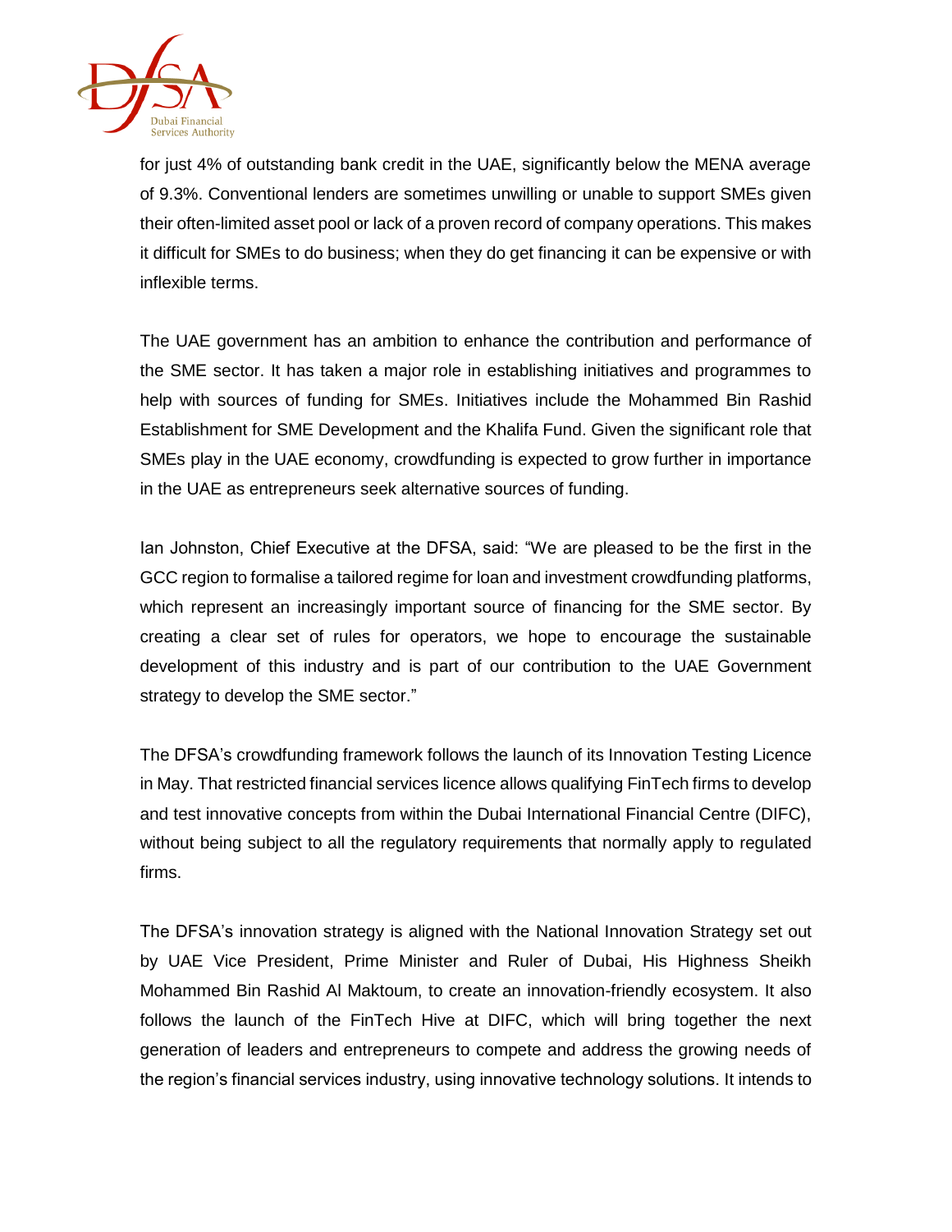for just 4% of outstanding bank credit in the UAE, significantly below the MENA average of 9.3%. Conventional lenders are sometimes unwilling or unable to support SMEs given their often-limited asset pool or lack of a proven record of company operations. This makes it difficult for SMEs to do business; when they do get financing it can be expensive or with inflexible terms.

The UAE government has an ambition to enhance the contribution and performance of the SME sector. It has taken a major role in establishing initiatives and programmes to help with sources of funding for SMEs. Initiatives include the Mohammed Bin Rashid Establishment for SME Development and the Khalifa Fund. Given the significant role that SMEs play in the UAE economy, crowdfunding is expected to grow further in importance in the UAE as entrepreneurs seek alternative sources of funding.

Ian Johnston, Chief Executive at the DFSA, said: "We are pleased to be the first in the GCC region to formalise a tailored regime for loan and investment crowdfunding platforms, which represent an increasingly important source of financing for the SME sector. By creating a clear set of rules for operators, we hope to encourage the sustainable development of this industry and is part of our contribution to the UAE Government strategy to develop the SME sector."

The DFSA's crowdfunding framework follows the launch of its Innovation Testing Licence in May. That restricted financial services licence allows qualifying FinTech firms to develop and test innovative concepts from within the Dubai International Financial Centre (DIFC), without being subject to all the regulatory requirements that normally apply to regulated firms.

The DFSA's innovation strategy is aligned with the National Innovation Strategy set out by UAE Vice President, Prime Minister and Ruler of Dubai, His Highness Sheikh Mohammed Bin Rashid Al Maktoum, to create an innovation-friendly ecosystem. It also follows the launch of the FinTech Hive at DIFC, which will bring together the next generation of leaders and entrepreneurs to compete and address the growing needs of the region's financial services industry, using innovative technology solutions. It intends to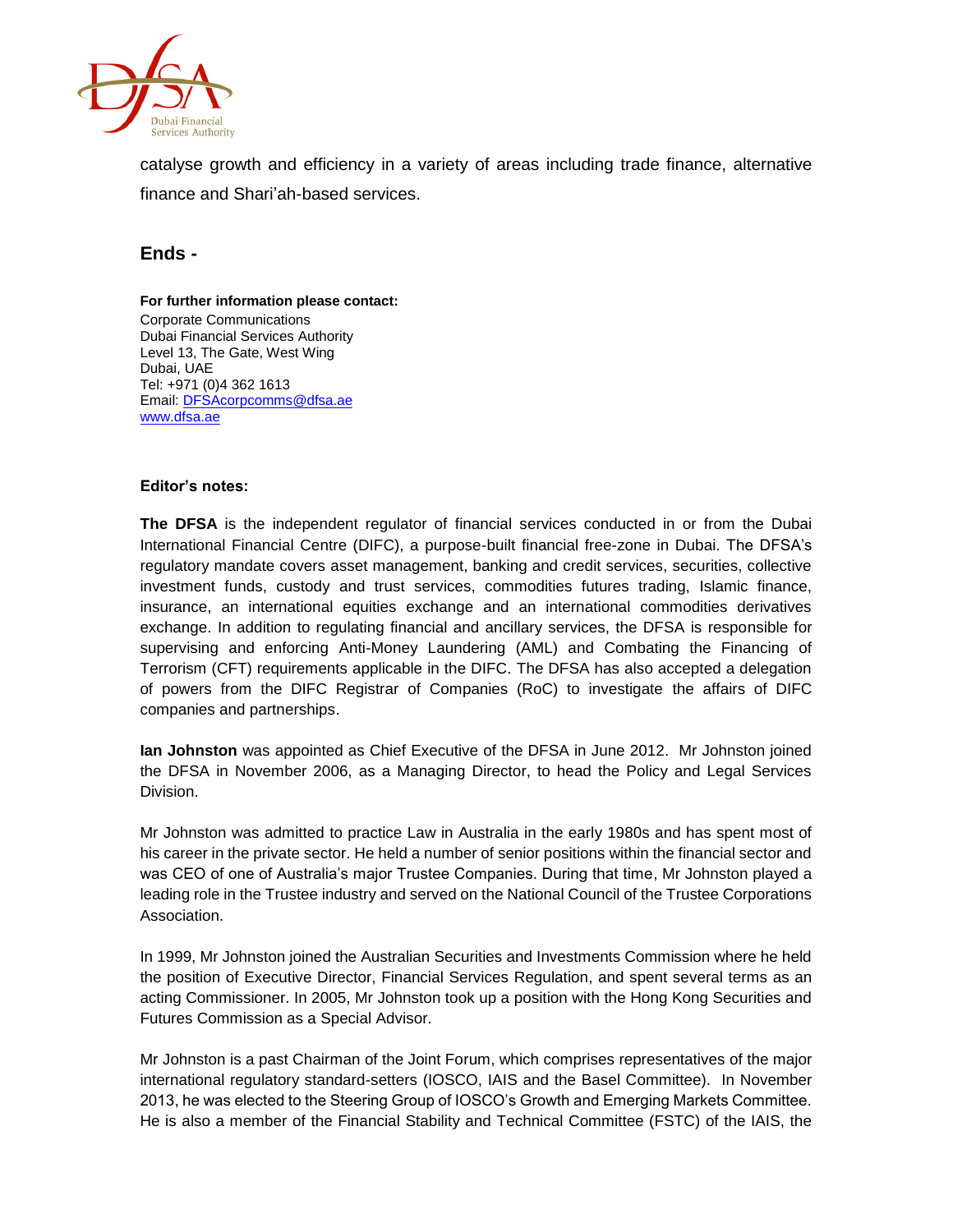catalyse growth and efficiency in a variety of areas including trade finance, alternative finance and Shari'ah-based services.

## Ends -

**For further information please contact:**
Corporate Communications
Dubai Financial Services Authority
Level 13, The Gate, West Wing
Dubai, UAE
Tel: +971 (0)4 362 1613
Email: DFSAcorpcomms@dfsa.ae
www.dfsa.ae

**Editor's notes:**

**The DFSA** is the independent regulator of financial services conducted in or from the Dubai International Financial Centre (DIFC), a purpose-built financial free-zone in Dubai. The DFSA's regulatory mandate covers asset management, banking and credit services, securities, collective investment funds, custody and trust services, commodities futures trading, Islamic finance, insurance, an international equities exchange and an international commodities derivatives exchange. In addition to regulating financial and ancillary services, the DFSA is responsible for supervising and enforcing Anti-Money Laundering (AML) and Combating the Financing of Terrorism (CFT) requirements applicable in the DIFC. The DFSA has also accepted a delegation of powers from the DIFC Registrar of Companies (RoC) to investigate the affairs of DIFC companies and partnerships.

**Ian Johnston** was appointed as Chief Executive of the DFSA in June 2012. Mr Johnston joined the DFSA in November 2006, as a Managing Director, to head the Policy and Legal Services Division.

Mr Johnston was admitted to practice Law in Australia in the early 1980s and has spent most of his career in the private sector. He held a number of senior positions within the financial sector and was CEO of one of Australia's major Trustee Companies. During that time, Mr Johnston played a leading role in the Trustee industry and served on the National Council of the Trustee Corporations Association.

In 1999, Mr Johnston joined the Australian Securities and Investments Commission where he held the position of Executive Director, Financial Services Regulation, and spent several terms as an acting Commissioner. In 2005, Mr Johnston took up a position with the Hong Kong Securities and Futures Commission as a Special Advisor.

Mr Johnston is a past Chairman of the Joint Forum, which comprises representatives of the major international regulatory standard-setters (IOSCO, IAIS and the Basel Committee). In November 2013, he was elected to the Steering Group of IOSCO's Growth and Emerging Markets Committee. He is also a member of the Financial Stability and Technical Committee (FSTC) of the IAIS, the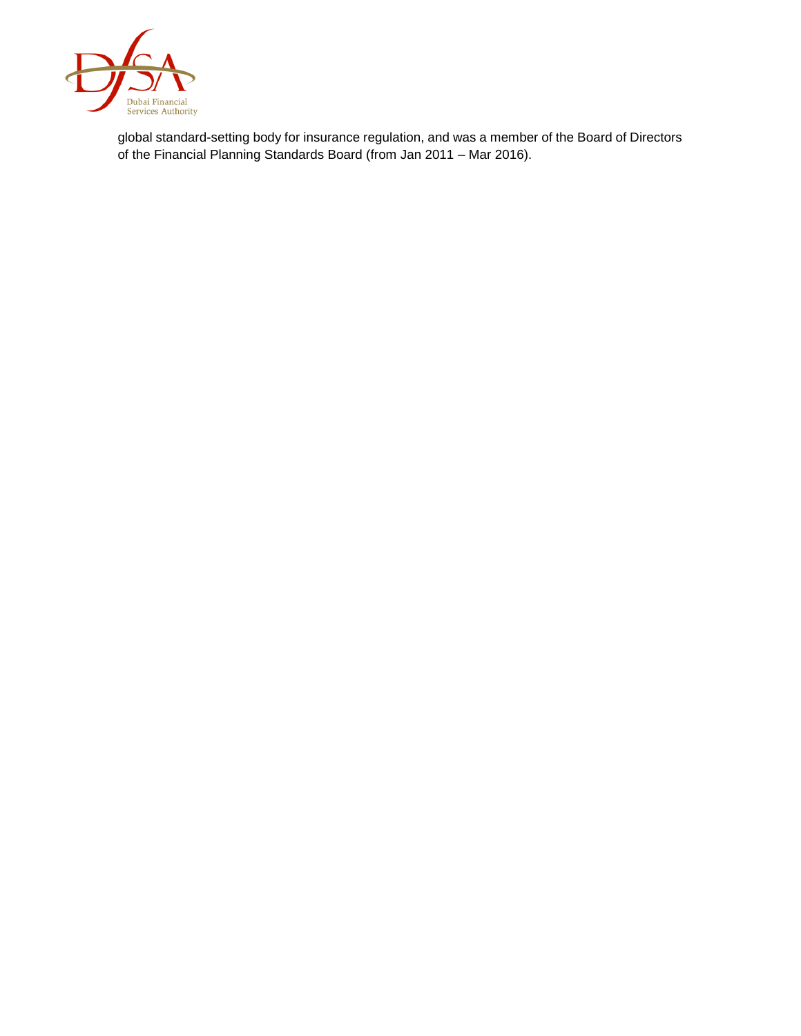global standard-setting body for insurance regulation, and was a member of the Board of Directors of the Financial Planning Standards Board (from Jan 2011 – Mar 2016).